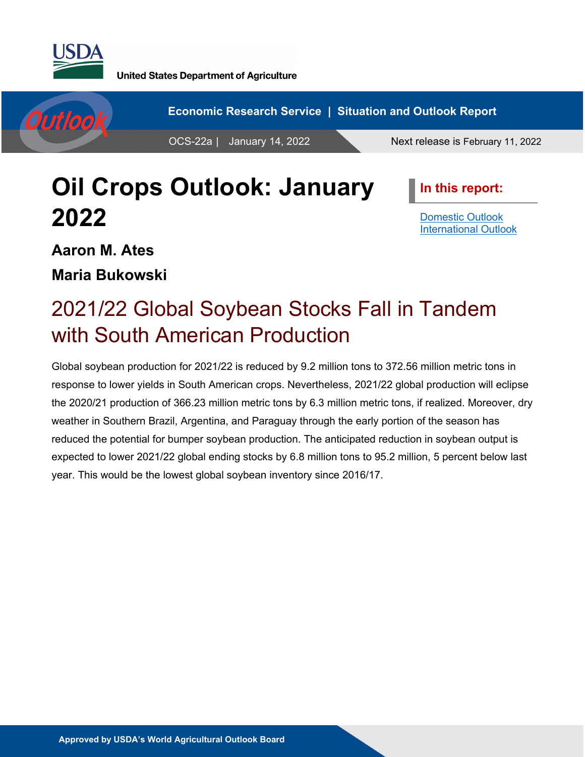USDA

United States Department of Agriculture

Outlook

Economic Research Service | Situation and Outlook Report

OCS-22a | January 14, 2022

Next release is February 11, 2022

# Oil Crops Outlook: January 2022

**Aaron M. Ates**

**Maria Bukowski**

**In this report:**

Domestic Outlook
International Outlook

## 2021/22 Global Soybean Stocks Fall in Tandem with South American Production

Global soybean production for 2021/22 is reduced by 9.2 million tons to 372.56 million metric tons in response to lower yields in South American crops. Nevertheless, 2021/22 global production will eclipse the 2020/21 production of 366.23 million metric tons by 6.3 million metric tons, if realized. Moreover, dry weather in Southern Brazil, Argentina, and Paraguay through the early portion of the season has reduced the potential for bumper soybean production. The anticipated reduction in soybean output is expected to lower 2021/22 global ending stocks by 6.8 million tons to 95.2 million, 5 percent below last year. This would be the lowest global soybean inventory since 2016/17.

**Approved by USDA's World Agricultural Outlook Board**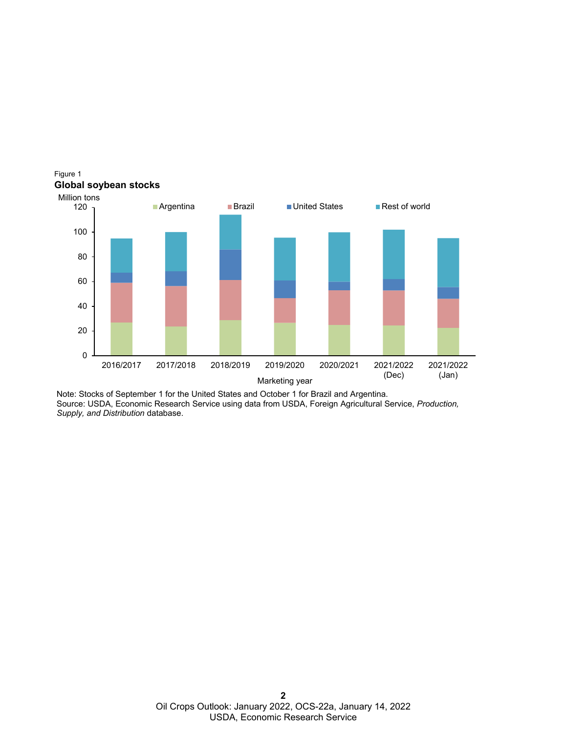Figure 1

**Global soybean stocks**

Million tons

Argentina
Brazil
United States
Rest of world

120
100
80
60
40
20
0

2016/2017
2017/2018
2018/2019
2019/2020
2020/2021
2021/2022 (Dec)
2021/2022 (Jan)

Marketing year

Note: Stocks of September 1 for the United States and October 1 for Brazil and Argentina.
Source: USDA, Economic Research Service using data from USDA, Foreign Agricultural Service, *Production, Supply, and Distribution* database.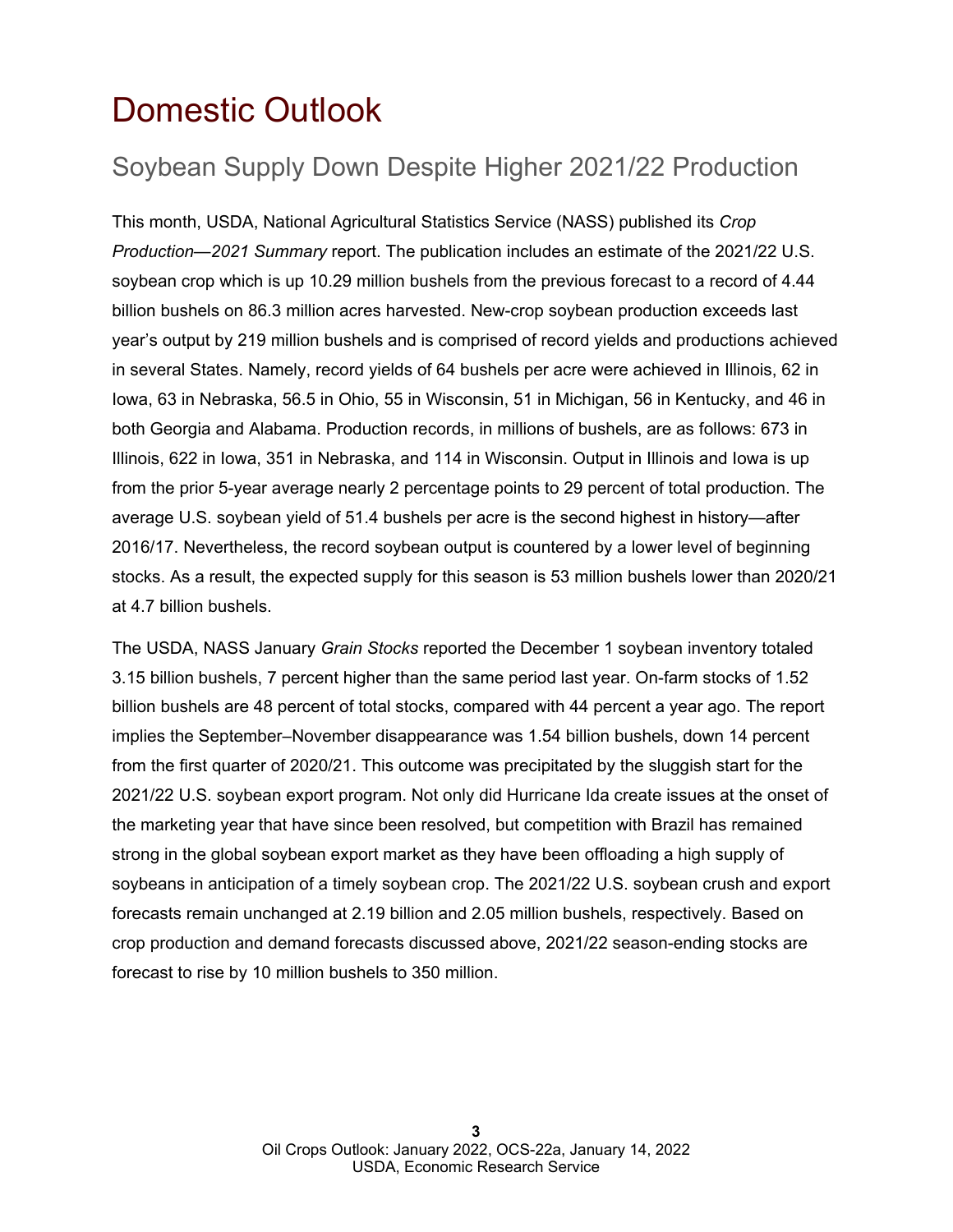# Domestic Outlook

## Soybean Supply Down Despite Higher 2021/22 Production

This month, USDA, National Agricultural Statistics Service (NASS) published its *Crop Production—2021 Summary* report. The publication includes an estimate of the 2021/22 U.S. soybean crop which is up 10.29 million bushels from the previous forecast to a record of 4.44 billion bushels on 86.3 million acres harvested. New-crop soybean production exceeds last year's output by 219 million bushels and is comprised of record yields and productions achieved in several States. Namely, record yields of 64 bushels per acre were achieved in Illinois, 62 in Iowa, 63 in Nebraska, 56.5 in Ohio, 55 in Wisconsin, 51 in Michigan, 56 in Kentucky, and 46 in both Georgia and Alabama. Production records, in millions of bushels, are as follows: 673 in Illinois, 622 in Iowa, 351 in Nebraska, and 114 in Wisconsin. Output in Illinois and Iowa is up from the prior 5-year average nearly 2 percentage points to 29 percent of total production. The average U.S. soybean yield of 51.4 bushels per acre is the second highest in history—after 2016/17. Nevertheless, the record soybean output is countered by a lower level of beginning stocks. As a result, the expected supply for this season is 53 million bushels lower than 2020/21 at 4.7 billion bushels.

The USDA, NASS January *Grain Stocks* reported the December 1 soybean inventory totaled 3.15 billion bushels, 7 percent higher than the same period last year. On-farm stocks of 1.52 billion bushels are 48 percent of total stocks, compared with 44 percent a year ago. The report implies the September–November disappearance was 1.54 billion bushels, down 14 percent from the first quarter of 2020/21. This outcome was precipitated by the sluggish start for the 2021/22 U.S. soybean export program. Not only did Hurricane Ida create issues at the onset of the marketing year that have since been resolved, but competition with Brazil has remained strong in the global soybean export market as they have been offloading a high supply of soybeans in anticipation of a timely soybean crop. The 2021/22 U.S. soybean crush and export forecasts remain unchanged at 2.19 billion and 2.05 million bushels, respectively. Based on crop production and demand forecasts discussed above, 2021/22 season-ending stocks are forecast to rise by 10 million bushels to 350 million.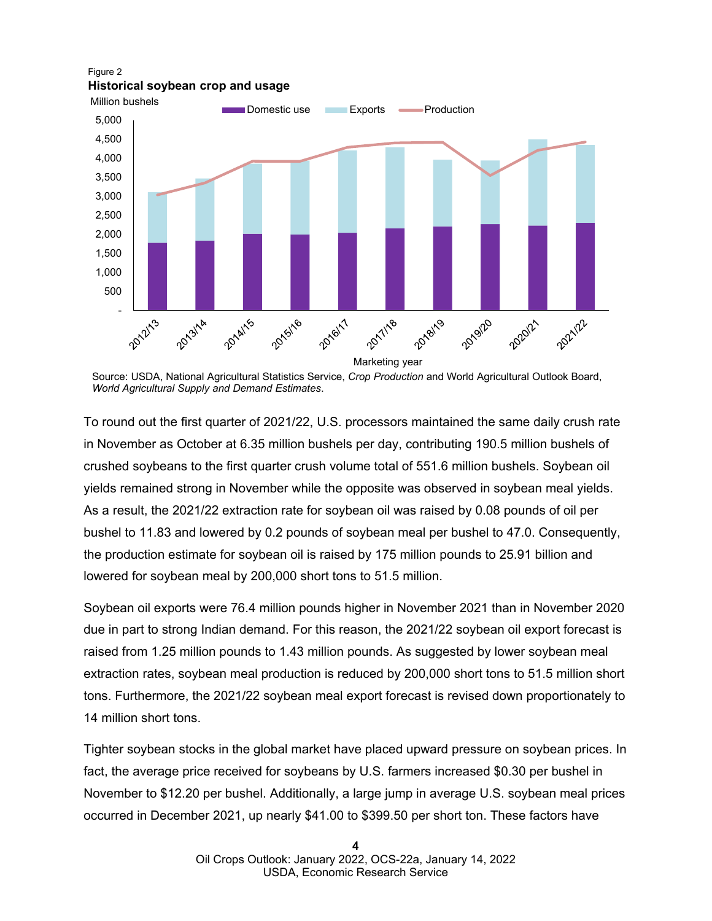Figure 2

**Historical soybean crop and usage**

Million bushels

Domestic use
Exports
Production

5,000
4,500
4,000
3,500
3,000
2,500
2,000
1,500
1,000
500
-

2012/13
2013/14
2014/15
2015/16
2016/17
2017/18
2018/19
2019/20
2020/21
2021/22

Marketing year

Source: USDA, National Agricultural Statistics Service, *Crop Production* and World Agricultural Outlook Board, *World Agricultural Supply and Demand Estimates*.

To round out the first quarter of 2021/22, U.S. processors maintained the same daily crush rate in November as October at 6.35 million bushels per day, contributing 190.5 million bushels of crushed soybeans to the first quarter crush volume total of 551.6 million bushels. Soybean oil yields remained strong in November while the opposite was observed in soybean meal yields. As a result, the 2021/22 extraction rate for soybean oil was raised by 0.08 pounds of oil per bushel to 11.83 and lowered by 0.2 pounds of soybean meal per bushel to 47.0. Consequently, the production estimate for soybean oil is raised by 175 million pounds to 25.91 billion and lowered for soybean meal by 200,000 short tons to 51.5 million.

Soybean oil exports were 76.4 million pounds higher in November 2021 than in November 2020 due in part to strong Indian demand. For this reason, the 2021/22 soybean oil export forecast is raised from 1.25 million pounds to 1.43 million pounds. As suggested by lower soybean meal extraction rates, soybean meal production is reduced by 200,000 short tons to 51.5 million short tons. Furthermore, the 2021/22 soybean meal export forecast is revised down proportionately to 14 million short tons.

Tighter soybean stocks in the global market have placed upward pressure on soybean prices. In fact, the average price received for soybeans by U.S. farmers increased $0.30 per bushel in November to $12.20 per bushel. Additionally, a large jump in average U.S. soybean meal prices occurred in December 2021, up nearly $41.00 to $399.50 per short ton. These factors have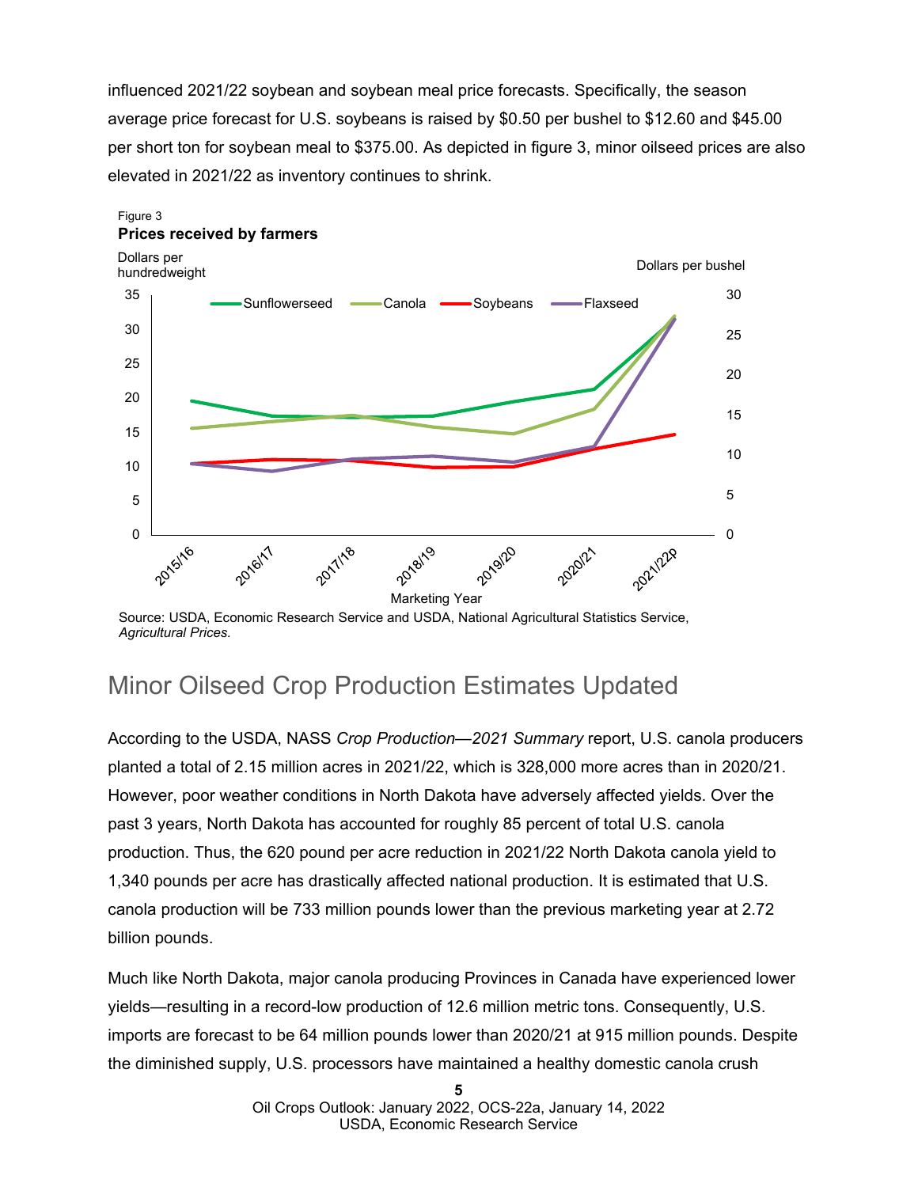influenced 2021/22 soybean and soybean meal price forecasts. Specifically, the season average price forecast for U.S. soybeans is raised by $0.50 per bushel to $12.60 and $45.00 per short ton for soybean meal to $375.00. As depicted in figure 3, minor oilseed prices are also elevated in 2021/22 as inventory continues to shrink.

Figure 3
**Prices received by farmers**

Dollars per hundredweight

Dollars per bushel

35
30
25
20
15
10
5
0

30
25
20
15
10
5
0

Sunflowerseed
Canola
Soybeans
Flaxseed

2015/16
2016/17
2017/18
2018/19
2019/20
2020/21
2021/22p

Marketing Year

Source: USDA, Economic Research Service and USDA, National Agricultural Statistics Service, *Agricultural Prices.*

## Minor Oilseed Crop Production Estimates Updated

According to the USDA, NASS *Crop Production—2021 Summary* report, U.S. canola producers planted a total of 2.15 million acres in 2021/22, which is 328,000 more acres than in 2020/21. However, poor weather conditions in North Dakota have adversely affected yields. Over the past 3 years, North Dakota has accounted for roughly 85 percent of total U.S. canola production. Thus, the 620 pound per acre reduction in 2021/22 North Dakota canola yield to 1,340 pounds per acre has drastically affected national production. It is estimated that U.S. canola production will be 733 million pounds lower than the previous marketing year at 2.72 billion pounds.

Much like North Dakota, major canola producing Provinces in Canada have experienced lower yields—resulting in a record-low production of 12.6 million metric tons. Consequently, U.S. imports are forecast to be 64 million pounds lower than 2020/21 at 915 million pounds. Despite the diminished supply, U.S. processors have maintained a healthy domestic canola crush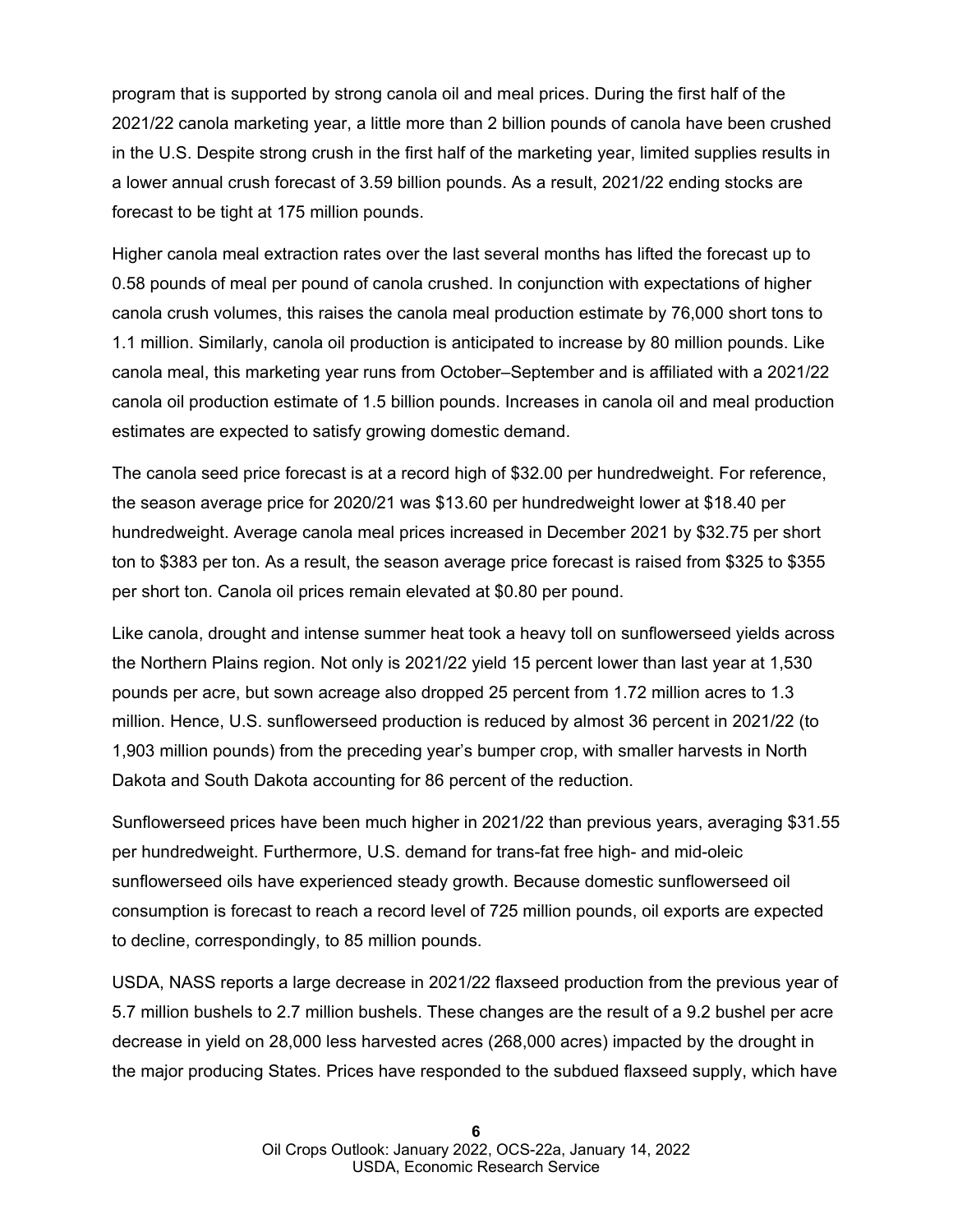program that is supported by strong canola oil and meal prices. During the first half of the 2021/22 canola marketing year, a little more than 2 billion pounds of canola have been crushed in the U.S. Despite strong crush in the first half of the marketing year, limited supplies results in a lower annual crush forecast of 3.59 billion pounds. As a result, 2021/22 ending stocks are forecast to be tight at 175 million pounds.

Higher canola meal extraction rates over the last several months has lifted the forecast up to 0.58 pounds of meal per pound of canola crushed. In conjunction with expectations of higher canola crush volumes, this raises the canola meal production estimate by 76,000 short tons to 1.1 million. Similarly, canola oil production is anticipated to increase by 80 million pounds. Like canola meal, this marketing year runs from October–September and is affiliated with a 2021/22 canola oil production estimate of 1.5 billion pounds. Increases in canola oil and meal production estimates are expected to satisfy growing domestic demand.

The canola seed price forecast is at a record high of $32.00 per hundredweight. For reference, the season average price for 2020/21 was $13.60 per hundredweight lower at $18.40 per hundredweight. Average canola meal prices increased in December 2021 by $32.75 per short ton to $383 per ton. As a result, the season average price forecast is raised from $325 to $355 per short ton. Canola oil prices remain elevated at $0.80 per pound.

Like canola, drought and intense summer heat took a heavy toll on sunflowerseed yields across the Northern Plains region. Not only is 2021/22 yield 15 percent lower than last year at 1,530 pounds per acre, but sown acreage also dropped 25 percent from 1.72 million acres to 1.3 million. Hence, U.S. sunflowerseed production is reduced by almost 36 percent in 2021/22 (to 1,903 million pounds) from the preceding year's bumper crop, with smaller harvests in North Dakota and South Dakota accounting for 86 percent of the reduction.

Sunflowerseed prices have been much higher in 2021/22 than previous years, averaging $31.55 per hundredweight. Furthermore, U.S. demand for trans-fat free high- and mid-oleic sunflowerseed oils have experienced steady growth. Because domestic sunflowerseed oil consumption is forecast to reach a record level of 725 million pounds, oil exports are expected to decline, correspondingly, to 85 million pounds.

USDA, NASS reports a large decrease in 2021/22 flaxseed production from the previous year of 5.7 million bushels to 2.7 million bushels. These changes are the result of a 9.2 bushel per acre decrease in yield on 28,000 less harvested acres (268,000 acres) impacted by the drought in the major producing States. Prices have responded to the subdued flaxseed supply, which have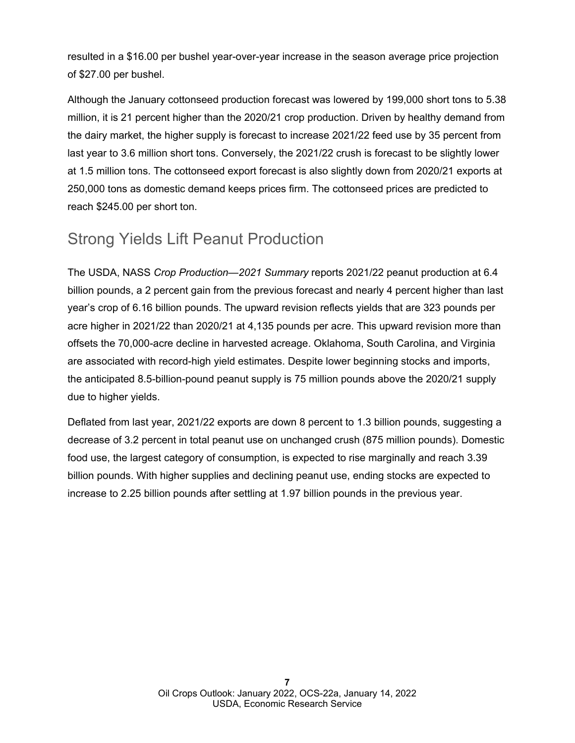resulted in a $16.00 per bushel year-over-year increase in the season average price projection of $27.00 per bushel.

Although the January cottonseed production forecast was lowered by 199,000 short tons to 5.38 million, it is 21 percent higher than the 2020/21 crop production. Driven by healthy demand from the dairy market, the higher supply is forecast to increase 2021/22 feed use by 35 percent from last year to 3.6 million short tons. Conversely, the 2021/22 crush is forecast to be slightly lower at 1.5 million tons. The cottonseed export forecast is also slightly down from 2020/21 exports at 250,000 tons as domestic demand keeps prices firm. The cottonseed prices are predicted to reach $245.00 per short ton.

## Strong Yields Lift Peanut Production

The USDA, NASS *Crop Production—2021 Summary* reports 2021/22 peanut production at 6.4 billion pounds, a 2 percent gain from the previous forecast and nearly 4 percent higher than last year's crop of 6.16 billion pounds. The upward revision reflects yields that are 323 pounds per acre higher in 2021/22 than 2020/21 at 4,135 pounds per acre. This upward revision more than offsets the 70,000-acre decline in harvested acreage. Oklahoma, South Carolina, and Virginia are associated with record-high yield estimates. Despite lower beginning stocks and imports, the anticipated 8.5-billion-pound peanut supply is 75 million pounds above the 2020/21 supply due to higher yields.

Deflated from last year, 2021/22 exports are down 8 percent to 1.3 billion pounds, suggesting a decrease of 3.2 percent in total peanut use on unchanged crush (875 million pounds). Domestic food use, the largest category of consumption, is expected to rise marginally and reach 3.39 billion pounds. With higher supplies and declining peanut use, ending stocks are expected to increase to 2.25 billion pounds after settling at 1.97 billion pounds in the previous year.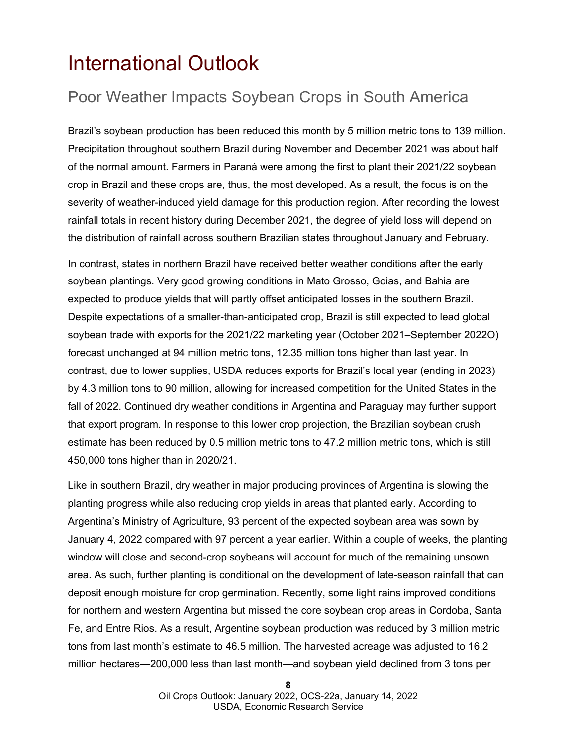# International Outlook

## Poor Weather Impacts Soybean Crops in South America

Brazil's soybean production has been reduced this month by 5 million metric tons to 139 million. Precipitation throughout southern Brazil during November and December 2021 was about half of the normal amount. Farmers in Paraná were among the first to plant their 2021/22 soybean crop in Brazil and these crops are, thus, the most developed. As a result, the focus is on the severity of weather-induced yield damage for this production region. After recording the lowest rainfall totals in recent history during December 2021, the degree of yield loss will depend on the distribution of rainfall across southern Brazilian states throughout January and February.

In contrast, states in northern Brazil have received better weather conditions after the early soybean plantings. Very good growing conditions in Mato Grosso, Goias, and Bahia are expected to produce yields that will partly offset anticipated losses in the southern Brazil. Despite expectations of a smaller-than-anticipated crop, Brazil is still expected to lead global soybean trade with exports for the 2021/22 marketing year (October 2021–September 2022O) forecast unchanged at 94 million metric tons, 12.35 million tons higher than last year. In contrast, due to lower supplies, USDA reduces exports for Brazil's local year (ending in 2023) by 4.3 million tons to 90 million, allowing for increased competition for the United States in the fall of 2022. Continued dry weather conditions in Argentina and Paraguay may further support that export program. In response to this lower crop projection, the Brazilian soybean crush estimate has been reduced by 0.5 million metric tons to 47.2 million metric tons, which is still 450,000 tons higher than in 2020/21.

Like in southern Brazil, dry weather in major producing provinces of Argentina is slowing the planting progress while also reducing crop yields in areas that planted early. According to Argentina's Ministry of Agriculture, 93 percent of the expected soybean area was sown by January 4, 2022 compared with 97 percent a year earlier. Within a couple of weeks, the planting window will close and second-crop soybeans will account for much of the remaining unsown area. As such, further planting is conditional on the development of late-season rainfall that can deposit enough moisture for crop germination. Recently, some light rains improved conditions for northern and western Argentina but missed the core soybean crop areas in Cordoba, Santa Fe, and Entre Rios. As a result, Argentine soybean production was reduced by 3 million metric tons from last month's estimate to 46.5 million. The harvested acreage was adjusted to 16.2 million hectares—200,000 less than last month—and soybean yield declined from 3 tons per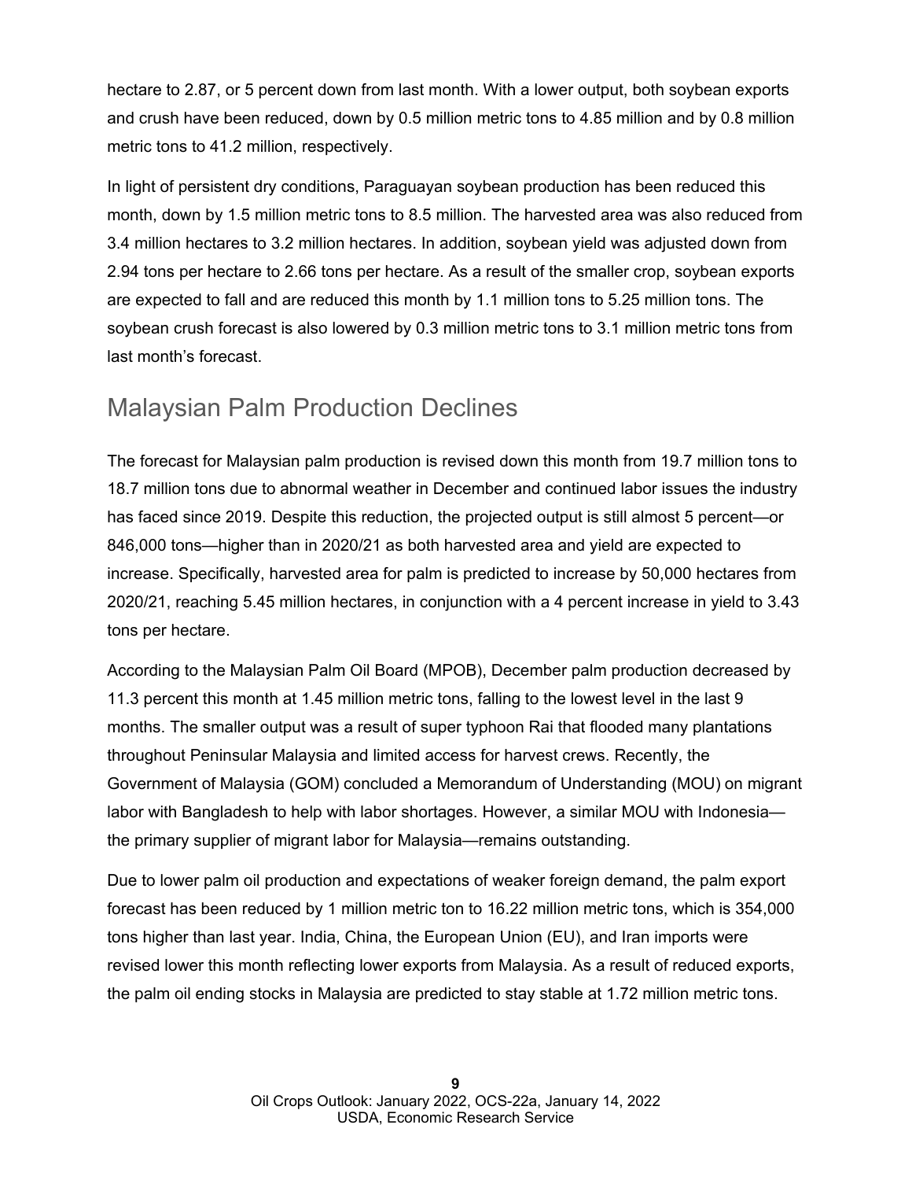hectare to 2.87, or 5 percent down from last month. With a lower output, both soybean exports and crush have been reduced, down by 0.5 million metric tons to 4.85 million and by 0.8 million metric tons to 41.2 million, respectively.

In light of persistent dry conditions, Paraguayan soybean production has been reduced this month, down by 1.5 million metric tons to 8.5 million. The harvested area was also reduced from 3.4 million hectares to 3.2 million hectares. In addition, soybean yield was adjusted down from 2.94 tons per hectare to 2.66 tons per hectare. As a result of the smaller crop, soybean exports are expected to fall and are reduced this month by 1.1 million tons to 5.25 million tons. The soybean crush forecast is also lowered by 0.3 million metric tons to 3.1 million metric tons from last month's forecast.

## Malaysian Palm Production Declines

The forecast for Malaysian palm production is revised down this month from 19.7 million tons to 18.7 million tons due to abnormal weather in December and continued labor issues the industry has faced since 2019. Despite this reduction, the projected output is still almost 5 percent—or 846,000 tons—higher than in 2020/21 as both harvested area and yield are expected to increase. Specifically, harvested area for palm is predicted to increase by 50,000 hectares from 2020/21, reaching 5.45 million hectares, in conjunction with a 4 percent increase in yield to 3.43 tons per hectare.

According to the Malaysian Palm Oil Board (MPOB), December palm production decreased by 11.3 percent this month at 1.45 million metric tons, falling to the lowest level in the last 9 months. The smaller output was a result of super typhoon Rai that flooded many plantations throughout Peninsular Malaysia and limited access for harvest crews. Recently, the Government of Malaysia (GOM) concluded a Memorandum of Understanding (MOU) on migrant labor with Bangladesh to help with labor shortages. However, a similar MOU with Indonesia—the primary supplier of migrant labor for Malaysia—remains outstanding.

Due to lower palm oil production and expectations of weaker foreign demand, the palm export forecast has been reduced by 1 million metric ton to 16.22 million metric tons, which is 354,000 tons higher than last year. India, China, the European Union (EU), and Iran imports were revised lower this month reflecting lower exports from Malaysia. As a result of reduced exports, the palm oil ending stocks in Malaysia are predicted to stay stable at 1.72 million metric tons.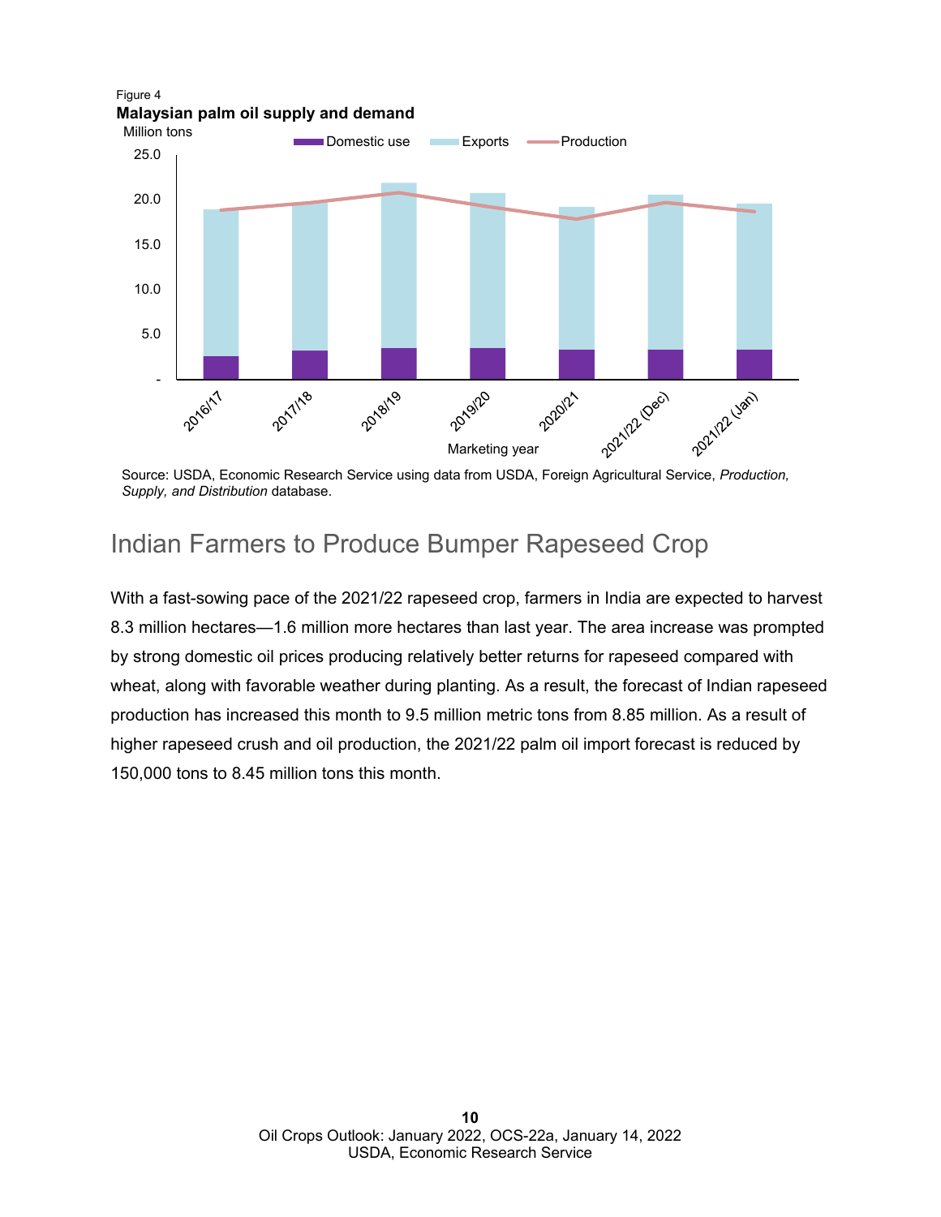Figure 4

**Malaysian palm oil supply and demand**

Million tons

Domestic use
Exports
Production

25.0
20.0
15.0
10.0
5.0
-

2016/17
2017/18
2018/19
2019/20
2020/21
2021/22 (Dec)
2021/22 (Jan)

Marketing year

Source: USDA, Economic Research Service using data from USDA, Foreign Agricultural Service, *Production, Supply, and Distribution* database.

## Indian Farmers to Produce Bumper Rapeseed Crop

With a fast-sowing pace of the 2021/22 rapeseed crop, farmers in India are expected to harvest 8.3 million hectares—1.6 million more hectares than last year. The area increase was prompted by strong domestic oil prices producing relatively better returns for rapeseed compared with wheat, along with favorable weather during planting. As a result, the forecast of Indian rapeseed production has increased this month to 9.5 million metric tons from 8.85 million. As a result of higher rapeseed crush and oil production, the 2021/22 palm oil import forecast is reduced by 150,000 tons to 8.45 million tons this month.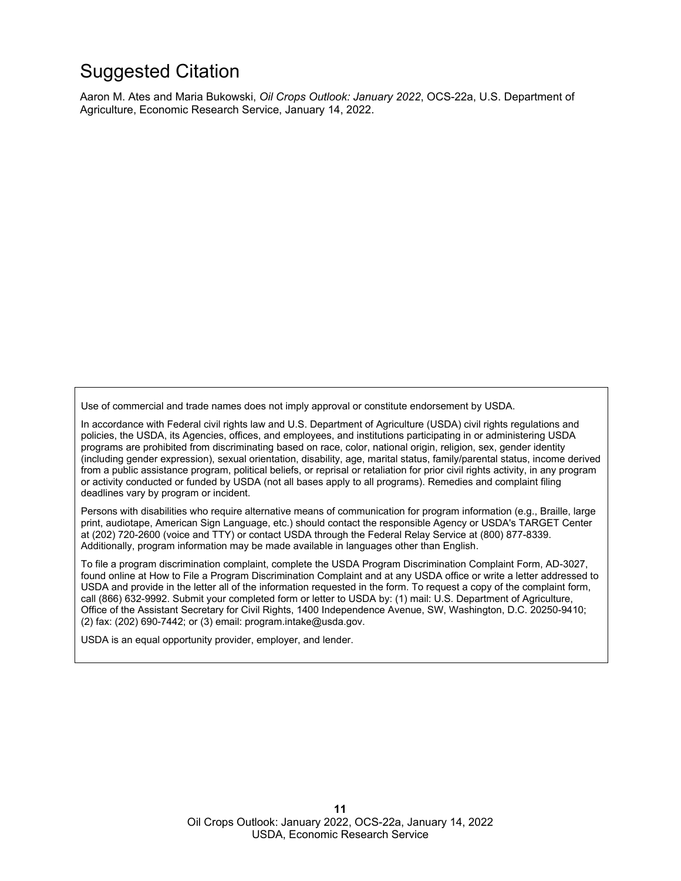# Suggested Citation

Aaron M. Ates and Maria Bukowski, *Oil Crops Outlook: January 2022*, OCS-22a, U.S. Department of Agriculture, Economic Research Service, January 14, 2022.

Use of commercial and trade names does not imply approval or constitute endorsement by USDA.

In accordance with Federal civil rights law and U.S. Department of Agriculture (USDA) civil rights regulations and policies, the USDA, its Agencies, offices, and employees, and institutions participating in or administering USDA programs are prohibited from discriminating based on race, color, national origin, religion, sex, gender identity (including gender expression), sexual orientation, disability, age, marital status, family/parental status, income derived from a public assistance program, political beliefs, or reprisal or retaliation for prior civil rights activity, in any program or activity conducted or funded by USDA (not all bases apply to all programs). Remedies and complaint filing deadlines vary by program or incident.

Persons with disabilities who require alternative means of communication for program information (e.g., Braille, large print, audiotape, American Sign Language, etc.) should contact the responsible Agency or USDA's TARGET Center at (202) 720-2600 (voice and TTY) or contact USDA through the Federal Relay Service at (800) 877-8339. Additionally, program information may be made available in languages other than English.

To file a program discrimination complaint, complete the USDA Program Discrimination Complaint Form, AD-3027, found online at How to File a Program Discrimination Complaint and at any USDA office or write a letter addressed to USDA and provide in the letter all of the information requested in the form. To request a copy of the complaint form, call (866) 632-9992. Submit your completed form or letter to USDA by: (1) mail: U.S. Department of Agriculture, Office of the Assistant Secretary for Civil Rights, 1400 Independence Avenue, SW, Washington, D.C. 20250-9410; (2) fax: (202) 690-7442; or (3) email: program.intake@usda.gov.

USDA is an equal opportunity provider, employer, and lender.